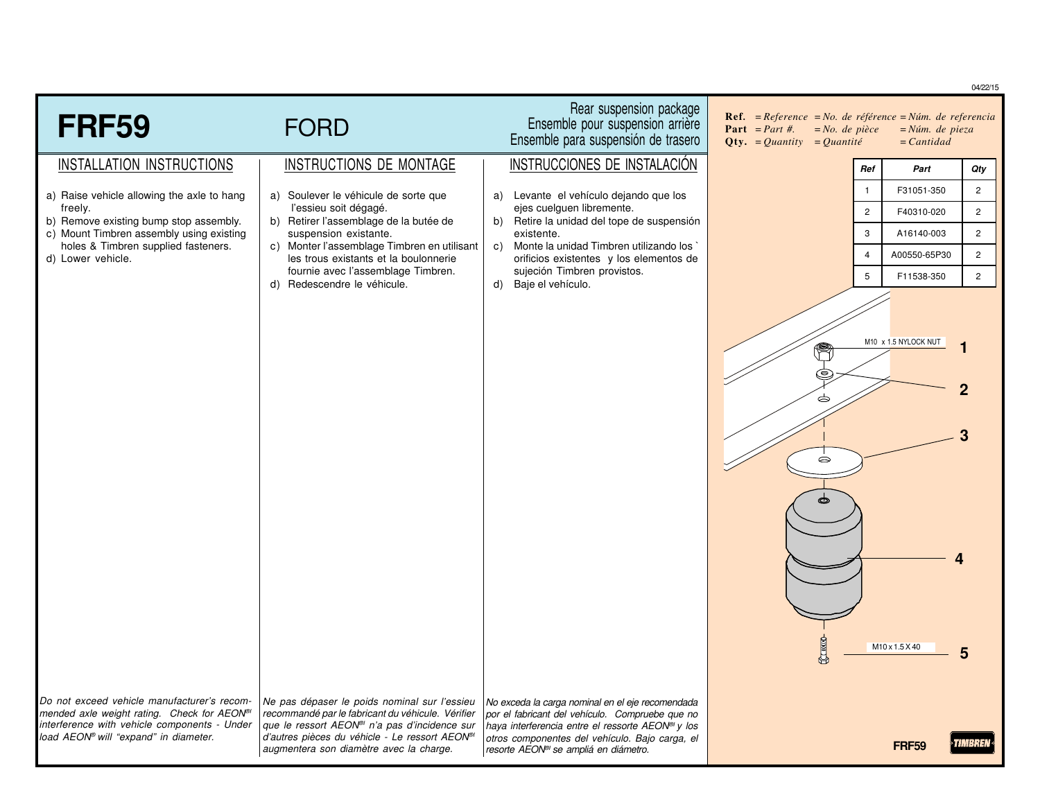04/22/15

# FRF59

## FORD

Rear suspension package
Ensemble pour suspension arrière
Ensemble para suspensión de trasero

**Ref.** = *Reference* = *No. de référence* = *Núm. de referencia*
**Part** = *Part #.* = *No. de pièce* = *Núm. de pieza*
**Qty.** = *Quantity* = *Quantité* = *Cantidad*

### INSTALLATION INSTRUCTIONS

a) Raise vehicle allowing the axle to hang freely.
b) Remove existing bump stop assembly.
c) Mount Timbren assembly using existing holes & Timbren supplied fasteners.
d) Lower vehicle.

*Do not exceed vehicle manufacturer's recommended axle weight rating. Check for AEON® interference with vehicle components - Under load AEON® will "expand" in diameter.*

### INSTRUCTIONS DE MONTAGE

a) Soulever le véhicule de sorte que l'essieu soit dégagé.
b) Retirer l'assemblage de la butée de suspension existante.
c) Monter l'assemblage Timbren en utilisant les trous existants et la boulonnerie fournie avec l'assemblage Timbren.
d) Redescendre le véhicule.

*Ne pas dépaser le poids nominal sur l'essieu recommandé par le fabricant du véhicule. Vérifier que le ressort AEON® n'a pas d'incidence sur d'autres pièces du véhicle - Le ressort AEON® augmentera son diamètre avec la charge.*

### INSTRUCCIONES DE INSTALACIÓN

a) Levante el vehículo dejando que los ejes cuelguen libremente.
b) Retire la unidad del tope de suspensión existente.
c) Monte la unidad Timbren utilizando los orificios existentes y los elementos de sujeción Timbren provistos.
d) Baje el vehículo.

*No exceda la carga nominal en el eje recomendada por el fabricant del vehículo. Compruebe que no haya interferencia entre el ressorte AEON® y los otros componentes del vehículo. Bajo carga, el resorte AEON® se ampliá en diámetro.*

| Ref | Part | Qty |
|---|---|---|
| 1 | F31051-350 | 2 |
| 2 | F40310-020 | 2 |
| 3 | A16140-003 | 2 |
| 4 | A00550-65P30 | 2 |
| 5 | F11538-350 | 2 |

1 — M10 x 1.5 NYLOCK NUT
2
3
4
5 — M10 x 1.5 X 40

FRF59

TIMBREN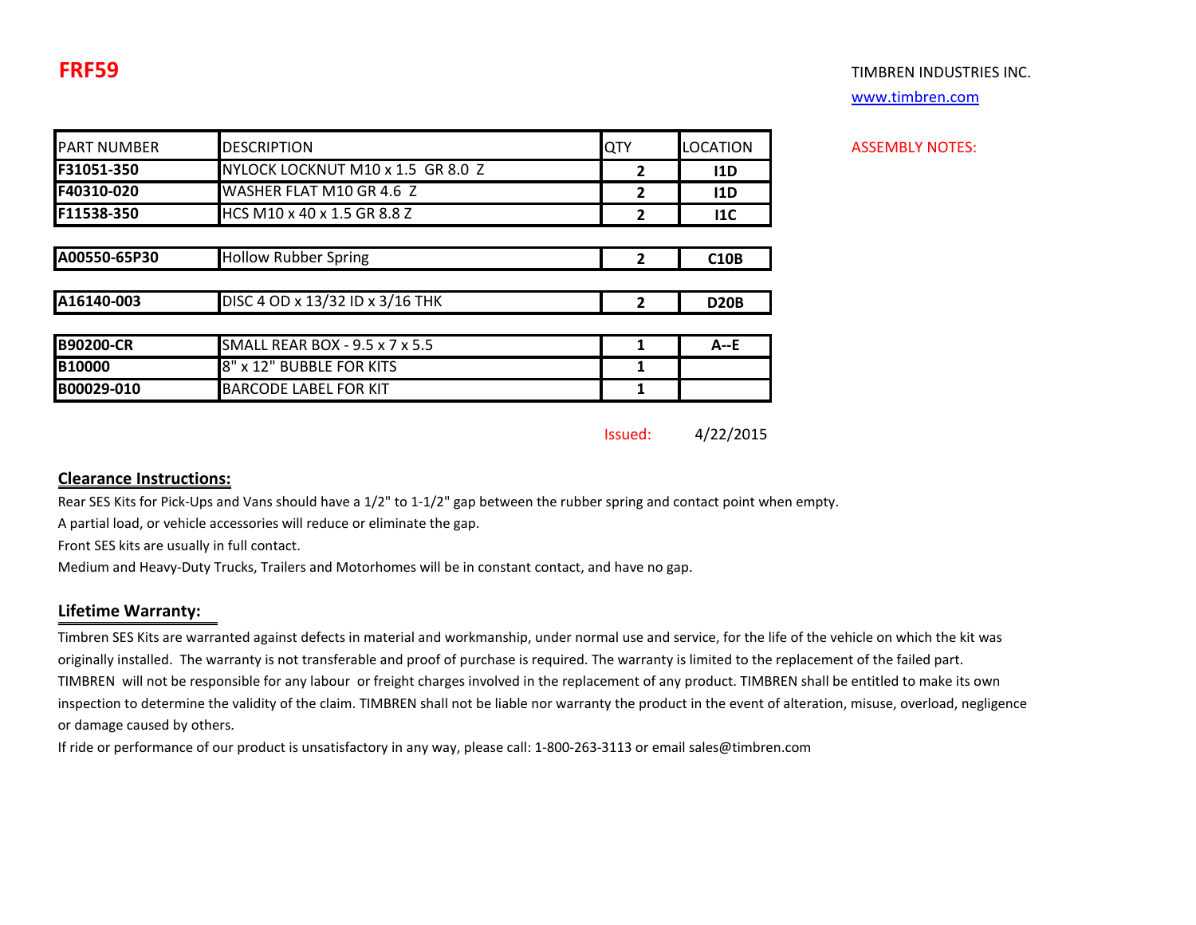# FRF59

TIMBREN INDUSTRIES INC.
www.timbren.com

ASSEMBLY NOTES:

| PART NUMBER | DESCRIPTION | QTY | LOCATION |
|---|---|---|---|
| F31051-350 | NYLOCK LOCKNUT M10 x 1.5 GR 8.0 Z | 2 | I1D |
| F40310-020 | WASHER FLAT M10 GR 4.6 Z | 2 | I1D |
| F11538-350 | HCS M10 x 40 x 1.5 GR 8.8 Z | 2 | I1C |
| A00550-65P30 | Hollow Rubber Spring | 2 | C10B |
| A16140-003 | DISC 4 OD x 13/32 ID x 3/16 THK | 2 | D20B |
| B90200-CR | SMALL REAR BOX - 9.5 x 7 x 5.5 | 1 | A--E |
| B10000 | 8" x 12" BUBBLE FOR KITS | 1 | |
| B00029-010 | BARCODE LABEL FOR KIT | 1 | |

Issued: 4/22/2015

## Clearance Instructions:

Rear SES Kits for Pick-Ups and Vans should have a 1/2" to 1-1/2" gap between the rubber spring and contact point when empty.
A partial load, or vehicle accessories will reduce or eliminate the gap.
Front SES kits are usually in full contact.
Medium and Heavy-Duty Trucks, Trailers and Motorhomes will be in constant contact, and have no gap.

## Lifetime Warranty:

Timbren SES Kits are warranted against defects in material and workmanship, under normal use and service, for the life of the vehicle on which the kit was originally installed. The warranty is not transferable and proof of purchase is required. The warranty is limited to the replacement of the failed part. TIMBREN will not be responsible for any labour or freight charges involved in the replacement of any product. TIMBREN shall be entitled to make its own inspection to determine the validity of the claim. TIMBREN shall not be liable nor warranty the product in the event of alteration, misuse, overload, negligence or damage caused by others.

If ride or performance of our product is unsatisfactory in any way, please call: 1-800-263-3113 or email sales@timbren.com